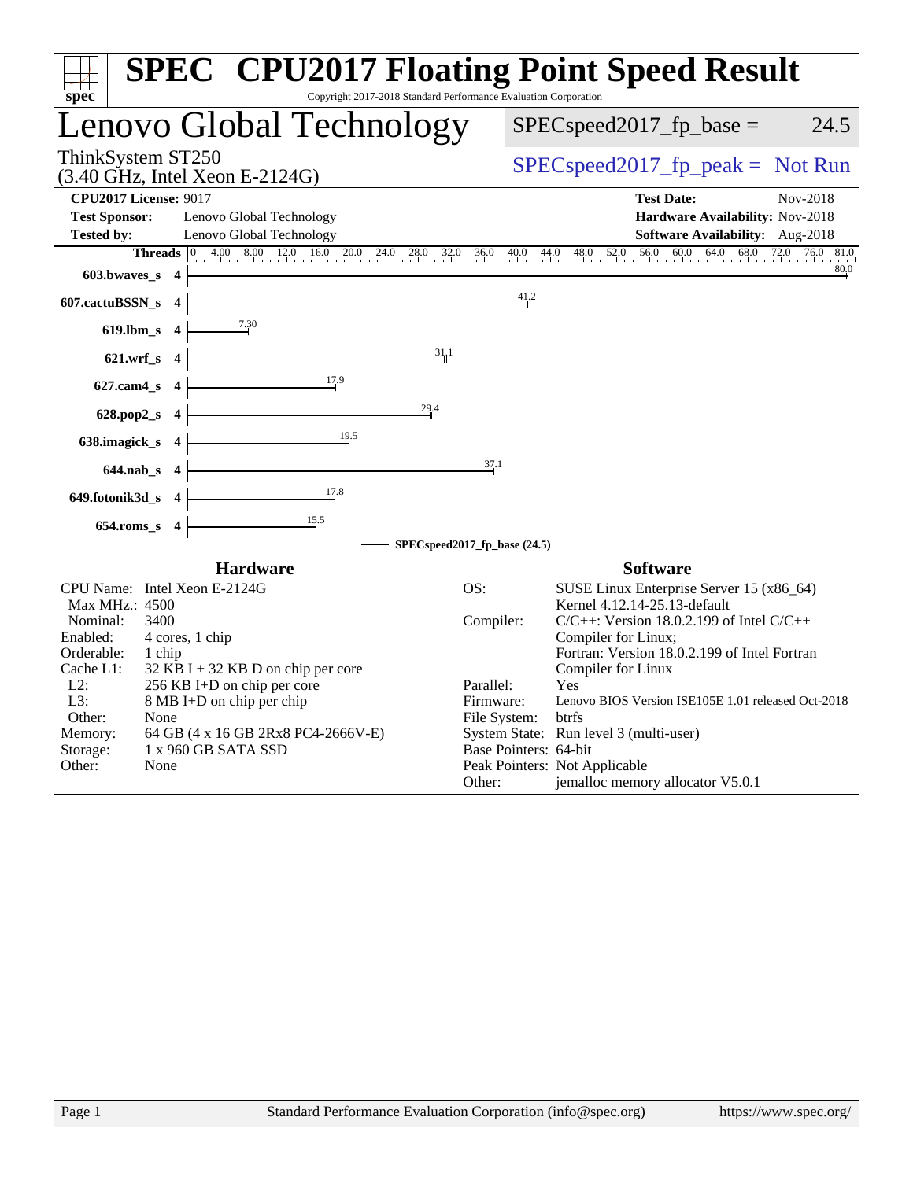# SPEC CPU2017 Floating Point Speed Result

Copyright 2017-2018 Standard Performance Evaluation Corporation

## Lenovo Global Technology

ThinkSystem ST250
(3.40 GHz, Intel Xeon E-2124G)

SPECspeed2017_fp_base = 24.5

SPECspeed2017_fp_peak = Not Run

**CPU2017 License:** 9017
**Test Sponsor:** Lenovo Global Technology
**Tested by:** Lenovo Global Technology

**Test Date:** Nov-2018
**Hardware Availability:** Nov-2018
**Software Availability:** Aug-2018

| Benchmark | Threads | Base |
|---|---|---|
| 603.bwaves_s | 4 | 80.0 |
| 607.cactuBSSN_s | 4 | 41.2 |
| 619.lbm_s | 4 | 7.30 |
| 621.wrf_s | 4 | 31.1 |
| 627.cam4_s | 4 | 17.9 |
| 628.pop2_s | 4 | 29.4 |
| 638.imagick_s | 4 | 19.5 |
| 644.nab_s | 4 | 37.1 |
| 649.fotonik3d_s | 4 | 17.8 |
| 654.roms_s | 4 | 15.5 |

SPECspeed2017_fp_base (24.5)

### Hardware

- CPU Name: Intel Xeon E-2124G
- Max MHz.: 4500
- Nominal: 3400
- Enabled: 4 cores, 1 chip
- Orderable: 1 chip
- Cache L1: 32 KB I + 32 KB D on chip per core
- L2: 256 KB I+D on chip per core
- L3: 8 MB I+D on chip per chip
- Other: None
- Memory: 64 GB (4 x 16 GB 2Rx8 PC4-2666V-E)
- Storage: 1 x 960 GB SATA SSD
- Other: None

### Software

- OS: SUSE Linux Enterprise Server 15 (x86_64) Kernel 4.12.14-25.13-default
- Compiler: C/C++: Version 18.0.2.199 of Intel C/C++ Compiler for Linux; Fortran: Version 18.0.2.199 of Intel Fortran Compiler for Linux
- Parallel: Yes
- Firmware: Lenovo BIOS Version ISE105E 1.01 released Oct-2018
- File System: btrfs
- System State: Run level 3 (multi-user)
- Base Pointers: 64-bit
- Peak Pointers: Not Applicable
- Other: jemalloc memory allocator V5.0.1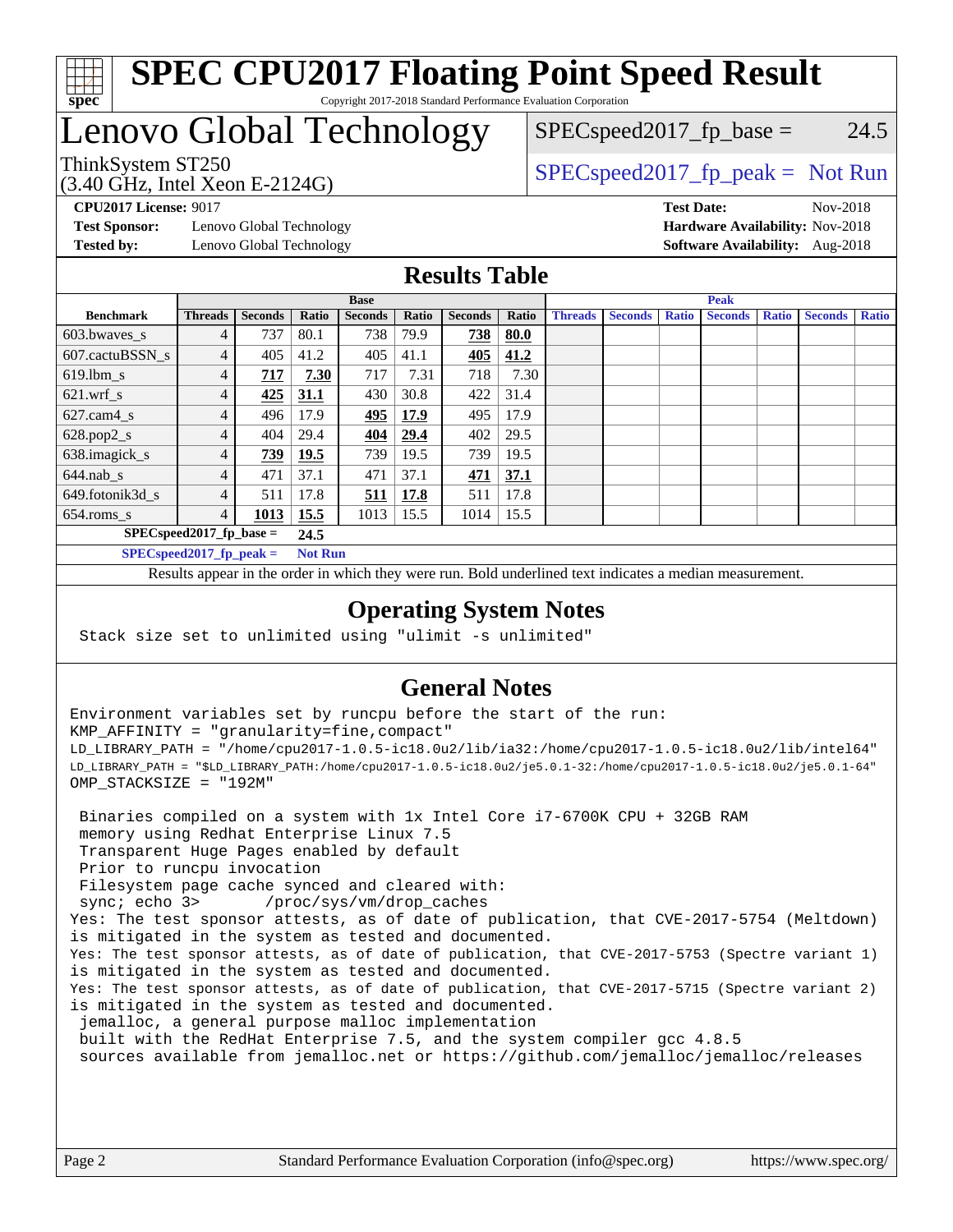# SPEC CPU2017 Floating Point Speed Result

Copyright 2017-2018 Standard Performance Evaluation Corporation

# Lenovo Global Technology

ThinkSystem ST250
(3.40 GHz, Intel Xeon E-2124G)

SPECspeed2017_fp_base = 24.5

SPECspeed2017_fp_peak = Not Run

**CPU2017 License:** 9017
**Test Sponsor:** Lenovo Global Technology
**Tested by:** Lenovo Global Technology

**Test Date:** Nov-2018
**Hardware Availability:** Nov-2018
**Software Availability:** Aug-2018

## Results Table

| | Base | | | | | | | Peak | | | | | | |
|---|---|---|---|---|---|---|---|---|---|---|---|---|---|---|
| **Benchmark** | **Threads** | **Seconds** | **Ratio** | **Seconds** | **Ratio** | **Seconds** | **Ratio** | **Threads** | **Seconds** | **Ratio** | **Seconds** | **Ratio** | **Seconds** | **Ratio** |
| 603.bwaves_s | 4 | 737 | 80.1 | 738 | 79.9 | **738** | **80.0** | | | | | | | |
| 607.cactuBSSN_s | 4 | 405 | 41.2 | 405 | 41.1 | **405** | **41.2** | | | | | | | |
| 619.lbm_s | 4 | **717** | **7.30** | 717 | 7.31 | 718 | 7.30 | | | | | | | |
| 621.wrf_s | 4 | **425** | **31.1** | 430 | 30.8 | 422 | 31.4 | | | | | | | |
| 627.cam4_s | 4 | 496 | 17.9 | **495** | **17.9** | 495 | 17.9 | | | | | | | |
| 628.pop2_s | 4 | 404 | 29.4 | **404** | **29.4** | 402 | 29.5 | | | | | | | |
| 638.imagick_s | 4 | **739** | **19.5** | 739 | 19.5 | 739 | 19.5 | | | | | | | |
| 644.nab_s | 4 | 471 | 37.1 | 471 | 37.1 | **471** | **37.1** | | | | | | | |
| 649.fotonik3d_s | 4 | 511 | 17.8 | **511** | **17.8** | 511 | 17.8 | | | | | | | |
| 654.roms_s | 4 | **1013** | **15.5** | 1013 | 15.5 | 1014 | 15.5 | | | | | | | |

**SPECspeed2017_fp_base =** **24.5**

**SPECspeed2017_fp_peak =** **Not Run**

Results appear in the order in which they were run. Bold underlined text indicates a median measurement.

## Operating System Notes

```
Stack size set to unlimited using "ulimit -s unlimited"
```

## General Notes

```
Environment variables set by runcpu before the start of the run:
KMP_AFFINITY = "granularity=fine,compact"
LD_LIBRARY_PATH = "/home/cpu2017-1.0.5-ic18.0u2/lib/ia32:/home/cpu2017-1.0.5-ic18.0u2/lib/intel64"
LD_LIBRARY_PATH = "$LD_LIBRARY_PATH:/home/cpu2017-1.0.5-ic18.0u2/je5.0.1-32:/home/cpu2017-1.0.5-ic18.0u2/je5.0.1-64"
OMP_STACKSIZE = "192M"

 Binaries compiled on a system with 1x Intel Core i7-6700K CPU + 32GB RAM
 memory using Redhat Enterprise Linux 7.5
 Transparent Huge Pages enabled by default
 Prior to runcpu invocation
 Filesystem page cache synced and cleared with:
 sync; echo 3>       /proc/sys/vm/drop_caches
Yes: The test sponsor attests, as of date of publication, that CVE-2017-5754 (Meltdown)
is mitigated in the system as tested and documented.
Yes: The test sponsor attests, as of date of publication, that CVE-2017-5753 (Spectre variant 1)
is mitigated in the system as tested and documented.
Yes: The test sponsor attests, as of date of publication, that CVE-2017-5715 (Spectre variant 2)
is mitigated in the system as tested and documented.
 jemalloc, a general purpose malloc implementation
 built with the RedHat Enterprise 7.5, and the system compiler gcc 4.8.5
 sources available from jemalloc.net or https://github.com/jemalloc/jemalloc/releases
```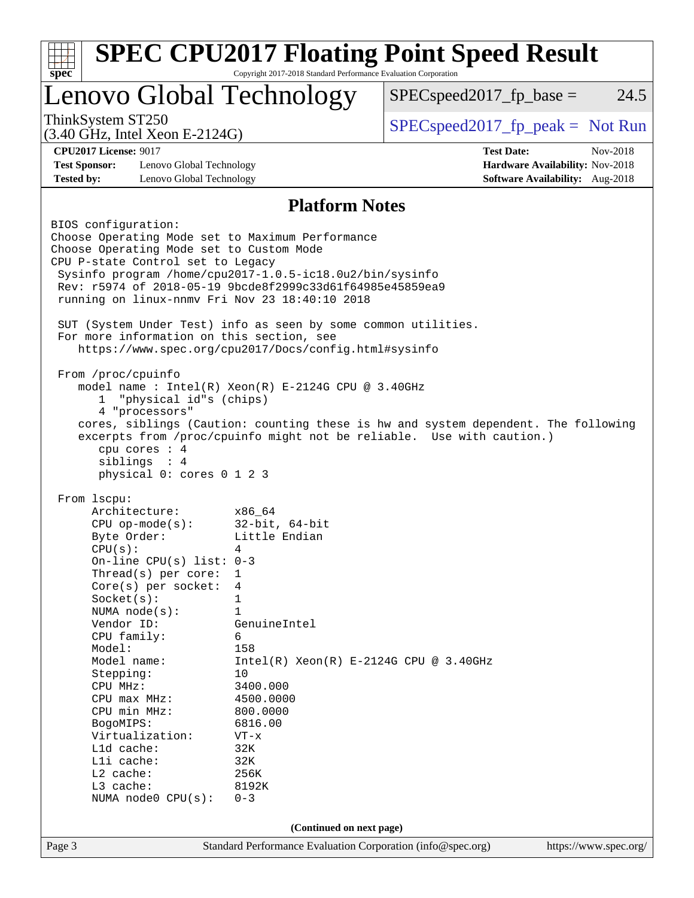## Platform Notes

```
BIOS configuration:
Choose Operating Mode set to Maximum Performance
Choose Operating Mode set to Custom Mode
CPU P-state Control set to Legacy
 Sysinfo program /home/cpu2017-1.0.5-ic18.0u2/bin/sysinfo
 Rev: r5974 of 2018-05-19 9bcde8f2999c33d61f64985e45859ea9
 running on linux-nnmv Fri Nov 23 18:40:10 2018

 SUT (System Under Test) info as seen by some common utilities.
 For more information on this section, see
    https://www.spec.org/cpu2017/Docs/config.html#sysinfo

 From /proc/cpuinfo
    model name : Intel(R) Xeon(R) E-2124G CPU @ 3.40GHz
       1  "physical id"s (chips)
       4 "processors"
    cores, siblings (Caution: counting these is hw and system dependent. The following
    excerpts from /proc/cpuinfo might not be reliable.  Use with caution.)
       cpu cores : 4
       siblings  : 4
       physical 0: cores 0 1 2 3

 From lscpu:
      Architecture:        x86_64
      CPU op-mode(s):      32-bit, 64-bit
      Byte Order:          Little Endian
      CPU(s):              4
      On-line CPU(s) list: 0-3
      Thread(s) per core:  1
      Core(s) per socket:  4
      Socket(s):           1
      NUMA node(s):        1
      Vendor ID:           GenuineIntel
      CPU family:          6
      Model:               158
      Model name:          Intel(R) Xeon(R) E-2124G CPU @ 3.40GHz
      Stepping:            10
      CPU MHz:             3400.000
      CPU max MHz:         4500.0000
      CPU min MHz:         800.0000
      BogoMIPS:            6816.00
      Virtualization:      VT-x
      L1d cache:           32K
      L1i cache:           32K
      L2 cache:            256K
      L3 cache:            8192K
      NUMA node0 CPU(s):   0-3
```

**(Continued on next page)**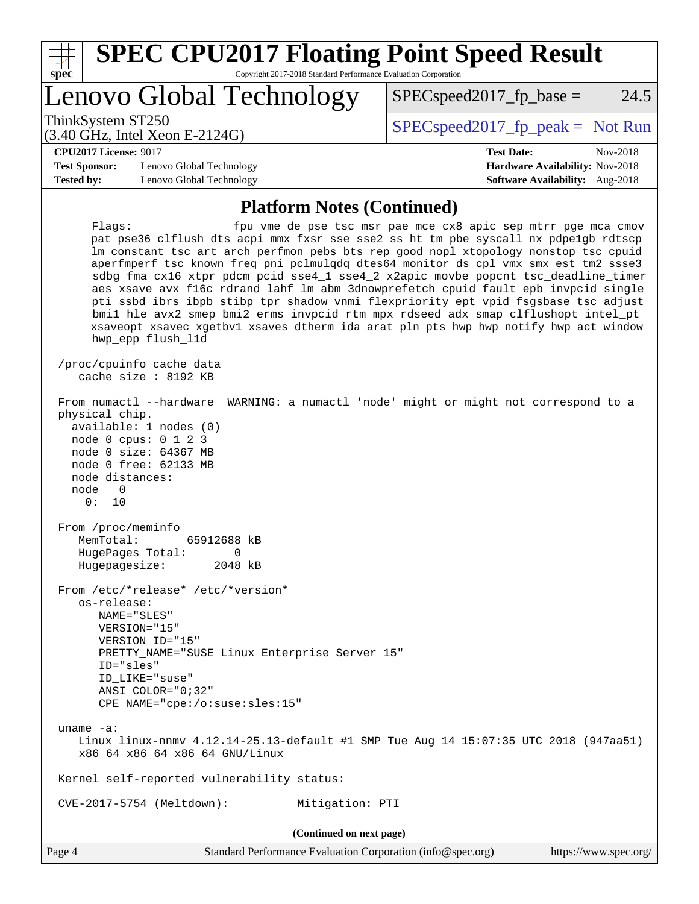## Platform Notes (Continued)

```
     Flags:                fpu vme de pse tsc msr pae mce cx8 apic sep mtrr pge mca cmov
     pat pse36 clflush dts acpi mmx fxsr sse sse2 ss ht tm pbe syscall nx pdpe1gb rdtscp
     lm constant_tsc art arch_perfmon pebs bts rep_good nopl xtopology nonstop_tsc cpuid
     aperfmperf tsc_known_freq pni pclmulqdq dtes64 monitor ds_cpl vmx smx est tm2 ssse3
     sdbg fma cx16 xtpr pdcm pcid sse4_1 sse4_2 x2apic movbe popcnt tsc_deadline_timer
     aes xsave avx f16c rdrand lahf_lm abm 3dnowprefetch cpuid_fault epb invpcid_single
     pti ssbd ibrs ibpb stibp tpr_shadow vnmi flexpriority ept vpid fsgsbase tsc_adjust
     bmi1 hle avx2 smep bmi2 erms invpcid rtm mpx rdseed adx smap clflushopt intel_pt
     xsaveopt xsavec xgetbv1 xsaves dtherm ida arat pln pts hwp hwp_notify hwp_act_window
     hwp_epp flush_l1d

 /proc/cpuinfo cache data
    cache size : 8192 KB

 From numactl --hardware  WARNING: a numactl 'node' might or might not correspond to a
 physical chip.
   available: 1 nodes (0)
   node 0 cpus: 0 1 2 3
   node 0 size: 64367 MB
   node 0 free: 62133 MB
   node distances:
   node   0
     0:  10

 From /proc/meminfo
    MemTotal:       65912688 kB
    HugePages_Total:       0
    Hugepagesize:       2048 kB

 From /etc/*release* /etc/*version*
    os-release:
       NAME="SLES"
       VERSION="15"
       VERSION_ID="15"
       PRETTY_NAME="SUSE Linux Enterprise Server 15"
       ID="sles"
       ID_LIKE="suse"
       ANSI_COLOR="0;32"
       CPE_NAME="cpe:/o:suse:sles:15"

 uname -a:
    Linux linux-nnmv 4.12.14-25.13-default #1 SMP Tue Aug 14 15:07:35 UTC 2018 (947aa51)
    x86_64 x86_64 x86_64 GNU/Linux

 Kernel self-reported vulnerability status:

 CVE-2017-5754 (Meltdown):          Mitigation: PTI
```

(Continued on next page)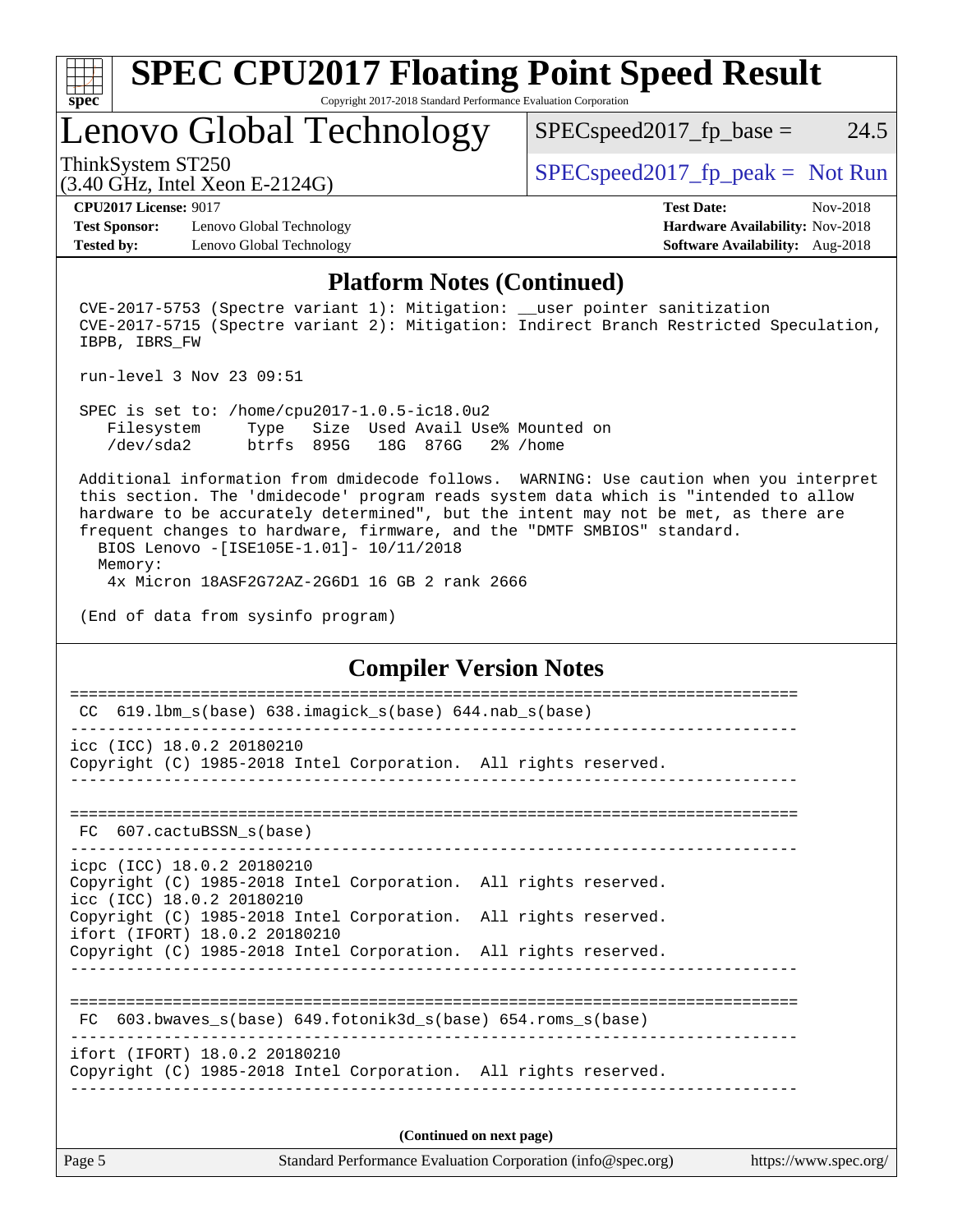# SPEC CPU2017 Floating Point Speed Result

Copyright 2017-2018 Standard Performance Evaluation Corporation

## Lenovo Global Technology

ThinkSystem ST250
(3.40 GHz, Intel Xeon E-2124G)

SPECspeed2017_fp_base = 24.5

SPECspeed2017_fp_peak = Not Run

**CPU2017 License:** 9017
**Test Sponsor:** Lenovo Global Technology
**Tested by:** Lenovo Global Technology

**Test Date:** Nov-2018
**Hardware Availability:** Nov-2018
**Software Availability:** Aug-2018

### Platform Notes (Continued)

```
CVE-2017-5753 (Spectre variant 1): Mitigation: __user pointer sanitization
CVE-2017-5715 (Spectre variant 2): Mitigation: Indirect Branch Restricted Speculation,
IBPB, IBRS_FW

run-level 3 Nov 23 09:51

SPEC is set to: /home/cpu2017-1.0.5-ic18.0u2
   Filesystem     Type   Size  Used Avail Use% Mounted on
   /dev/sda2      btrfs  895G   18G  876G   2% /home

Additional information from dmidecode follows.  WARNING: Use caution when you interpret
this section. The 'dmidecode' program reads system data which is "intended to allow
hardware to be accurately determined", but the intent may not be met, as there are
frequent changes to hardware, firmware, and the "DMTF SMBIOS" standard.
  BIOS Lenovo -[ISE105E-1.01]- 10/11/2018
  Memory:
   4x Micron 18ASF2G72AZ-2G6D1 16 GB 2 rank 2666

(End of data from sysinfo program)
```

### Compiler Version Notes

```
==============================================================================
 CC  619.lbm_s(base) 638.imagick_s(base) 644.nab_s(base)
------------------------------------------------------------------------------
icc (ICC) 18.0.2 20180210
Copyright (C) 1985-2018 Intel Corporation.  All rights reserved.
------------------------------------------------------------------------------

==============================================================================
 FC  607.cactuBSSN_s(base)
------------------------------------------------------------------------------
icpc (ICC) 18.0.2 20180210
Copyright (C) 1985-2018 Intel Corporation.  All rights reserved.
icc (ICC) 18.0.2 20180210
Copyright (C) 1985-2018 Intel Corporation.  All rights reserved.
ifort (IFORT) 18.0.2 20180210
Copyright (C) 1985-2018 Intel Corporation.  All rights reserved.
------------------------------------------------------------------------------

==============================================================================
 FC  603.bwaves_s(base) 649.fotonik3d_s(base) 654.roms_s(base)
------------------------------------------------------------------------------
ifort (IFORT) 18.0.2 20180210
Copyright (C) 1985-2018 Intel Corporation.  All rights reserved.
------------------------------------------------------------------------------
```

**(Continued on next page)**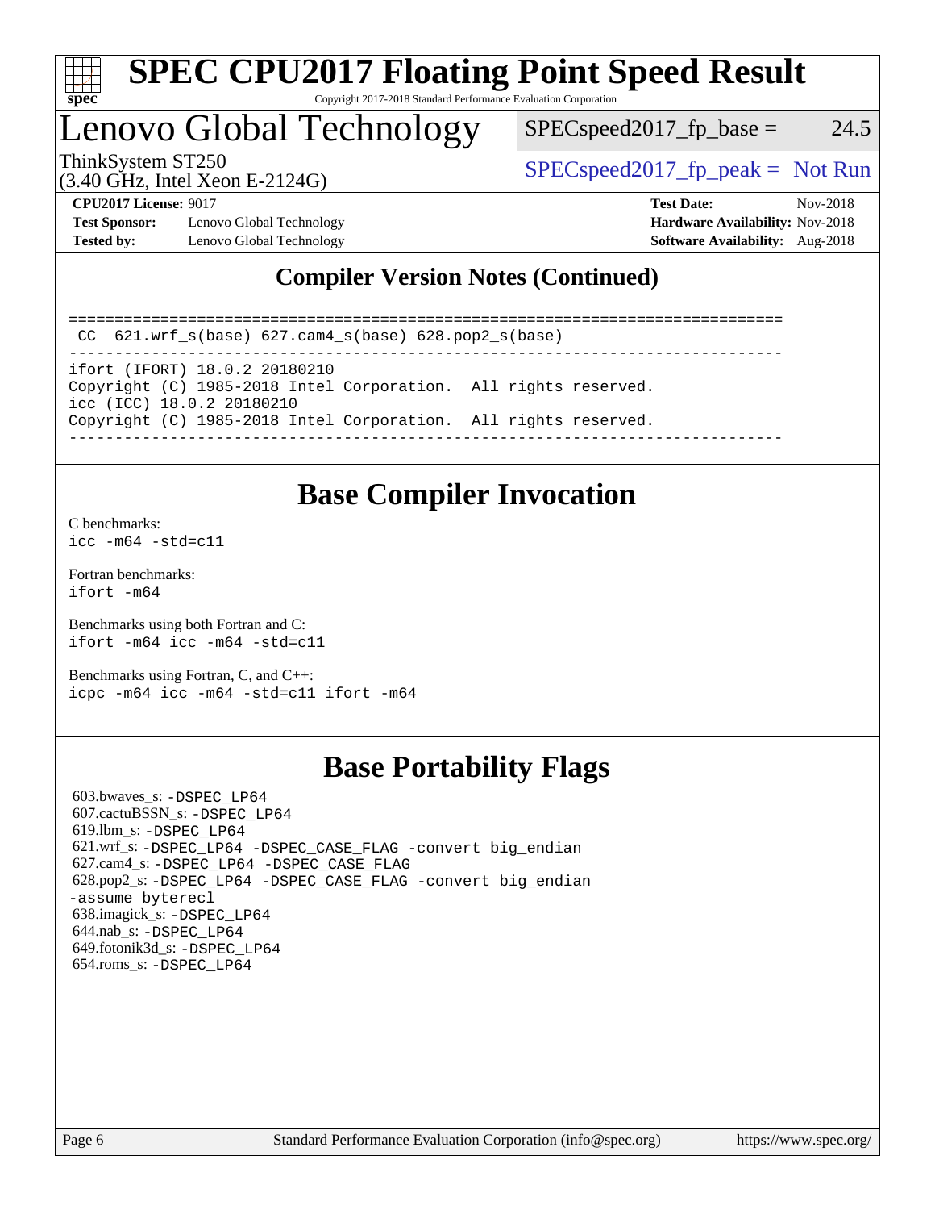## Compiler Version Notes (Continued)

```
==============================================================================
 CC  621.wrf_s(base) 627.cam4_s(base) 628.pop2_s(base)
------------------------------------------------------------------------------
ifort (IFORT) 18.0.2 20180210
Copyright (C) 1985-2018 Intel Corporation.  All rights reserved.
icc (ICC) 18.0.2 20180210
Copyright (C) 1985-2018 Intel Corporation.  All rights reserved.
------------------------------------------------------------------------------
```

## Base Compiler Invocation

C benchmarks:
`icc -m64 -std=c11`

Fortran benchmarks:
`ifort -m64`

Benchmarks using both Fortran and C:
`ifort -m64 icc -m64 -std=c11`

Benchmarks using Fortran, C, and C++:
`icpc -m64 icc -m64 -std=c11 ifort -m64`

## Base Portability Flags

603.bwaves_s: -DSPEC_LP64
607.cactuBSSN_s: -DSPEC_LP64
619.lbm_s: -DSPEC_LP64
621.wrf_s: -DSPEC_LP64 -DSPEC_CASE_FLAG -convert big_endian
627.cam4_s: -DSPEC_LP64 -DSPEC_CASE_FLAG
628.pop2_s: -DSPEC_LP64 -DSPEC_CASE_FLAG -convert big_endian -assume byterecl
638.imagick_s: -DSPEC_LP64
644.nab_s: -DSPEC_LP64
649.fotonik3d_s: -DSPEC_LP64
654.roms_s: -DSPEC_LP64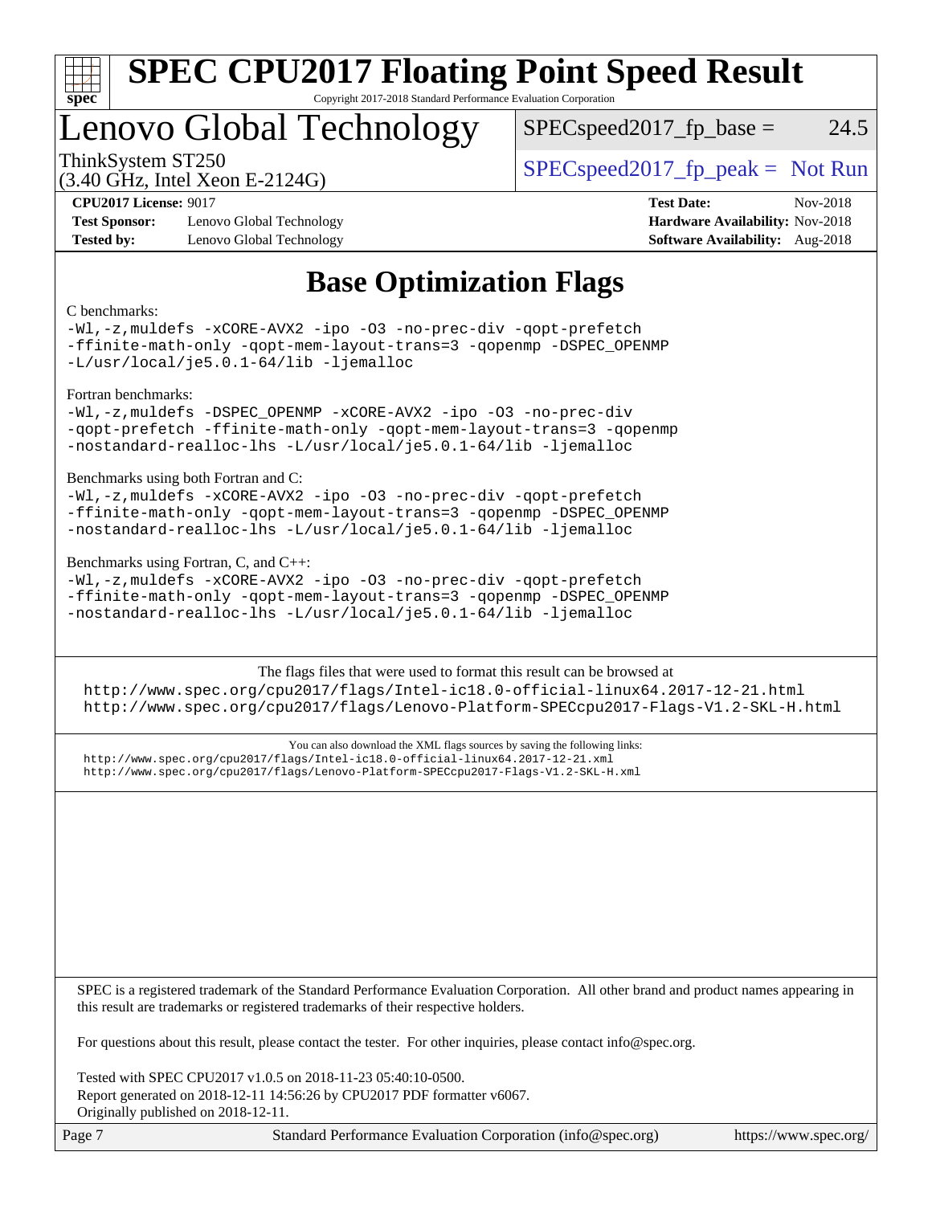# SPEC CPU2017 Floating Point Speed Result

Copyright 2017-2018 Standard Performance Evaluation Corporation

## Lenovo Global Technology

ThinkSystem ST250
(3.40 GHz, Intel Xeon E-2124G)

SPECspeed2017_fp_base = 24.5

SPECspeed2017_fp_peak = Not Run

**CPU2017 License:** 9017
**Test Sponsor:** Lenovo Global Technology
**Tested by:** Lenovo Global Technology

**Test Date:** Nov-2018
**Hardware Availability:** Nov-2018
**Software Availability:** Aug-2018

## Base Optimization Flags

C benchmarks:

```
-Wl,-z,muldefs -xCORE-AVX2 -ipo -O3 -no-prec-div -qopt-prefetch
-ffinite-math-only -qopt-mem-layout-trans=3 -qopenmp -DSPEC_OPENMP
-L/usr/local/je5.0.1-64/lib -ljemalloc
```

Fortran benchmarks:

```
-Wl,-z,muldefs -DSPEC_OPENMP -xCORE-AVX2 -ipo -O3 -no-prec-div
-qopt-prefetch -ffinite-math-only -qopt-mem-layout-trans=3 -qopenmp
-nostandard-realloc-lhs -L/usr/local/je5.0.1-64/lib -ljemalloc
```

Benchmarks using both Fortran and C:

```
-Wl,-z,muldefs -xCORE-AVX2 -ipo -O3 -no-prec-div -qopt-prefetch
-ffinite-math-only -qopt-mem-layout-trans=3 -qopenmp -DSPEC_OPENMP
-nostandard-realloc-lhs -L/usr/local/je5.0.1-64/lib -ljemalloc
```

Benchmarks using Fortran, C, and C++:

```
-Wl,-z,muldefs -xCORE-AVX2 -ipo -O3 -no-prec-div -qopt-prefetch
-ffinite-math-only -qopt-mem-layout-trans=3 -qopenmp -DSPEC_OPENMP
-nostandard-realloc-lhs -L/usr/local/je5.0.1-64/lib -ljemalloc
```

The flags files that were used to format this result can be browsed at
http://www.spec.org/cpu2017/flags/Intel-ic18.0-official-linux64.2017-12-21.html
http://www.spec.org/cpu2017/flags/Lenovo-Platform-SPECcpu2017-Flags-V1.2-SKL-H.html

You can also download the XML flags sources by saving the following links:
http://www.spec.org/cpu2017/flags/Intel-ic18.0-official-linux64.2017-12-21.xml
http://www.spec.org/cpu2017/flags/Lenovo-Platform-SPECcpu2017-Flags-V1.2-SKL-H.xml

SPEC is a registered trademark of the Standard Performance Evaluation Corporation. All other brand and product names appearing in this result are trademarks or registered trademarks of their respective holders.

For questions about this result, please contact the tester. For other inquiries, please contact info@spec.org.

Tested with SPEC CPU2017 v1.0.5 on 2018-11-23 05:40:10-0500.
Report generated on 2018-12-11 14:56:26 by CPU2017 PDF formatter v6067.
Originally published on 2018-12-11.